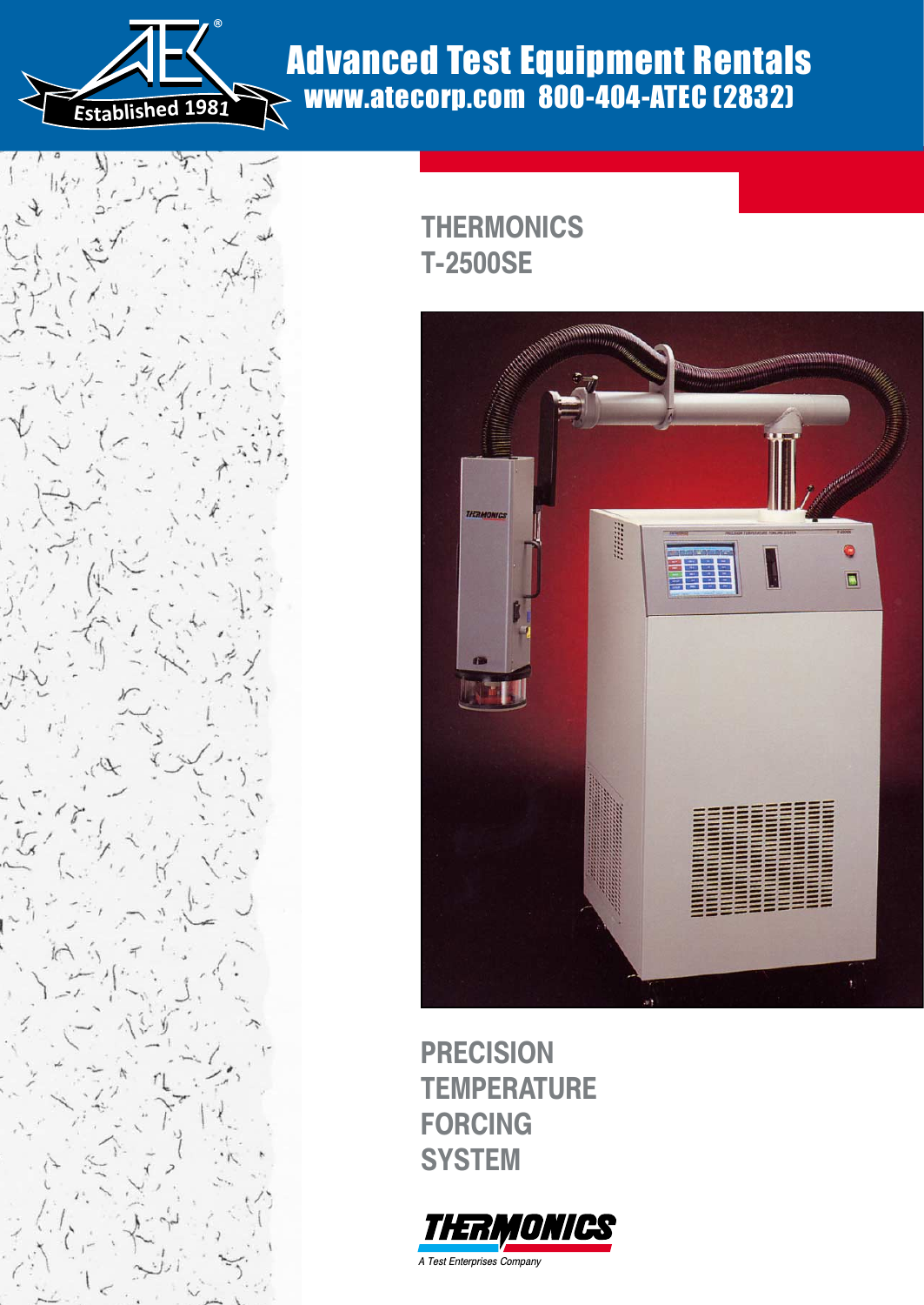# Advanced Test Equipment Rentals

www.atecorp.com 800-404-ATEC (2832)

Established 1981

## THERMONICS T-2500SE

# PRECISION TEMPERATURE FORCING SYSTEM

THERMONICS

*A Test Enterprises Company*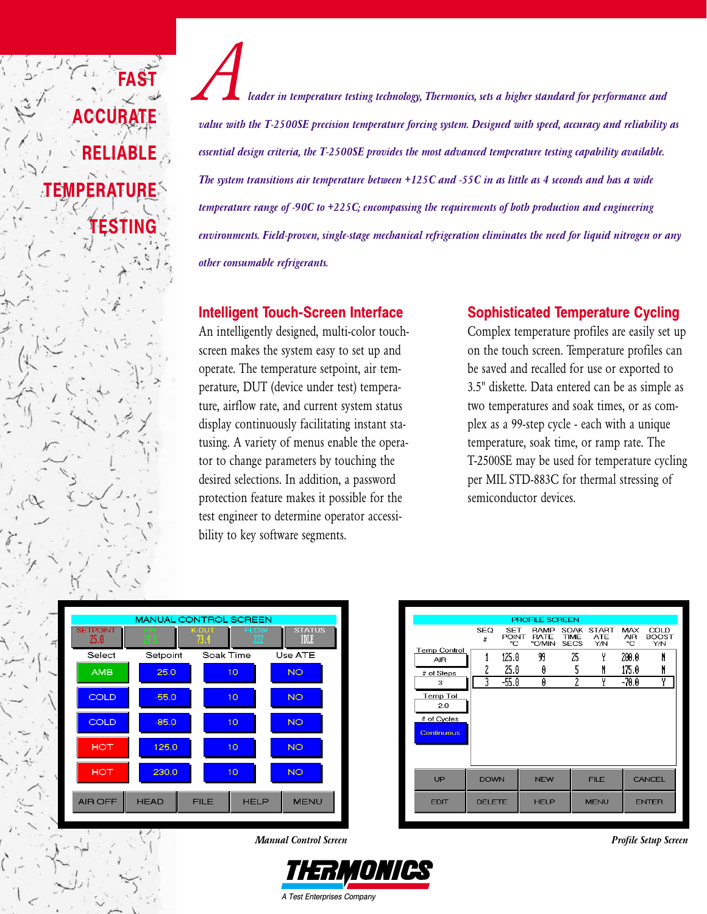FAST
ACCURATE
RELIABLE
TEMPERATURE
TESTING

*A leader in temperature testing technology, Thermonics, sets a higher standard for performance and value with the T-2500SE precision temperature forcing system. Designed with speed, accuracy and reliability as essential design criteria, the T-2500SE provides the most advanced temperature testing capability available. The system transitions air temperature between +125C and -55C in as little as 4 seconds and has a wide temperature range of -90C to +225C; encompassing the requirements of both production and engineering environments. Field-proven, single-stage mechanical refrigeration eliminates the need for liquid nitrogen or any other consumable refrigerants.*

## Intelligent Touch-Screen Interface

An intelligently designed, multi-color touch-screen makes the system easy to set up and operate. The temperature setpoint, air temperature, DUT (device under test) temperature, airflow rate, and current system status display continuously facilitating instant statusing. A variety of menus enable the operator to change parameters by touching the desired selections. In addition, a password protection feature makes it possible for the test engineer to determine operator accessibility to key software segments.

## Sophisticated Temperature Cycling

Complex temperature profiles are easily set up on the touch screen. Temperature profiles can be saved and recalled for use or exported to 3.5" diskette. Data entered can be as simple as two temperatures and soak times, or as complex as a 99-step cycle - each with a unique temperature, soak time, or ramp rate. The T-2500SE may be used for temperature cycling per MIL STD-883C for thermal stressing of semiconductor devices.

MANUAL CONTROL SCREEN

| SETPOINT | AIR | K-DUT | FLOW | STATUS |
|---|---|---|---|---|
| 25.0 | 24.5 | 73.4 | 222 | IDLE |

| Select | Setpoint | Soak Time | Use ATE |
|---|---|---|---|
| AMB | 25.0 | 10 | NO |
| COLD | -55.0 | 10 | NO |
| COLD | -85.0 | 10 | NO |
| HOT | 125.0 | 10 | NO |
| HOT | 230.0 | 10 | NO |

AIR OFF | HEAD | FILE | HELP | MENU

*Manual Control Screen*

PROFILE SCREEN

Temp Control: AIR
# of Steps: 3
Temp Tol: 2.0
# of Cycles: Continuous

| SEQ # | SET POINT °C | RAMP RATE °C/MIN | SOAK TIME SECS | START ATE Y/N | MAX AIR °C | COLD BOOST Y/N |
|---|---|---|---|---|---|---|
| 1 | 125.0 | 99 | 25 | Y | 200.0 | N |
| 2 | 25.0 | 0 | 5 | N | 175.0 | N |
| 3 | -55.0 | 0 | 2 | Y | -70.0 | Y |

UP | DOWN | NEW | FILE | CANCEL
EDIT | DELETE | HELP | MENU | ENTER

*Profile Setup Screen*

THERMONICS
A Test Enterprises Company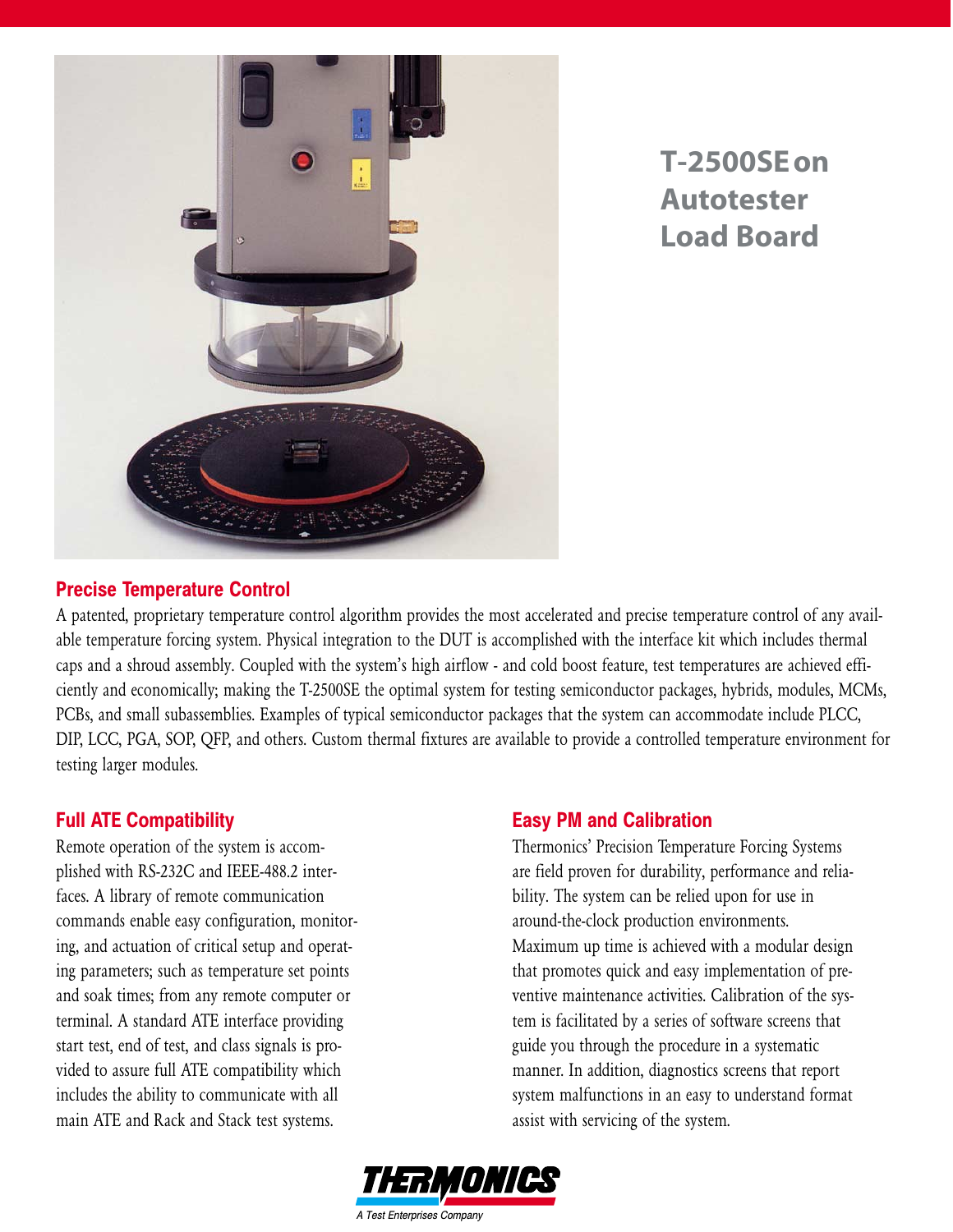## T-2500SE on Autotester Load Board

### Precise Temperature Control

A patented, proprietary temperature control algorithm provides the most accelerated and precise temperature control of any available temperature forcing system. Physical integration to the DUT is accomplished with the interface kit which includes thermal caps and a shroud assembly. Coupled with the system's high airflow - and cold boost feature, test temperatures are achieved efficiently and economically; making the T-2500SE the optimal system for testing semiconductor packages, hybrids, modules, MCMs, PCBs, and small subassemblies. Examples of typical semiconductor packages that the system can accommodate include PLCC, DIP, LCC, PGA, SOP, QFP, and others. Custom thermal fixtures are available to provide a controlled temperature environment for testing larger modules.

### Full ATE Compatibility

Remote operation of the system is accomplished with RS-232C and IEEE-488.2 interfaces. A library of remote communication commands enable easy configuration, monitoring, and actuation of critical setup and operating parameters; such as temperature set points and soak times; from any remote computer or terminal. A standard ATE interface providing start test, end of test, and class signals is provided to assure full ATE compatibility which includes the ability to communicate with all main ATE and Rack and Stack test systems.

### Easy PM and Calibration

Thermonics' Precision Temperature Forcing Systems are field proven for durability, performance and reliability. The system can be relied upon for use in around-the-clock production environments. Maximum up time is achieved with a modular design that promotes quick and easy implementation of preventive maintenance activities. Calibration of the system is facilitated by a series of software screens that guide you through the procedure in a systematic manner. In addition, diagnostics screens that report system malfunctions in an easy to understand format assist with servicing of the system.

THERMONICS

*A Test Enterprises Company*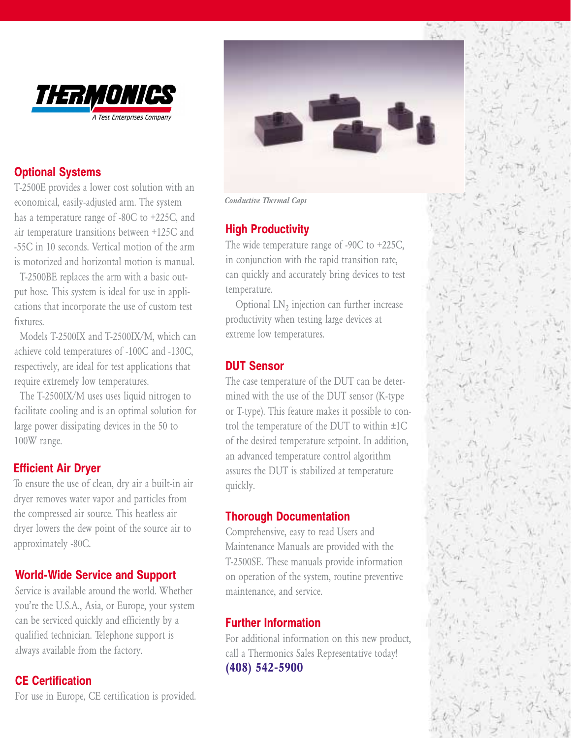THERMONICS
A Test Enterprises Company

## Optional Systems

T-2500E provides a lower cost solution with an economical, easily-adjusted arm. The system has a temperature range of -80C to +225C, and air temperature transitions between +125C and -55C in 10 seconds. Vertical motion of the arm is motorized and horizontal motion is manual.

T-2500BE replaces the arm with a basic output hose. This system is ideal for use in applications that incorporate the use of custom test fixtures.

Models T-2500IX and T-2500IX/M, which can achieve cold temperatures of -100C and -130C, respectively, are ideal for test applications that require extremely low temperatures.

The T-2500IX/M uses uses liquid nitrogen to facilitate cooling and is an optimal solution for large power dissipating devices in the 50 to 100W range.

## Efficient Air Dryer

To ensure the use of clean, dry air a built-in air dryer removes water vapor and particles from the compressed air source. This heatless air dryer lowers the dew point of the source air to approximately -80C.

## World-Wide Service and Support

Service is available around the world. Whether you're the U.S.A., Asia, or Europe, your system can be serviced quickly and efficiently by a qualified technician. Telephone support is always available from the factory.

## CE Certification

For use in Europe, CE certification is provided.

*Conductive Thermal Caps*

## High Productivity

The wide temperature range of -90C to +225C, in conjunction with the rapid transition rate, can quickly and accurately bring devices to test temperature.

Optional $LN_2$ injection can further increase productivity when testing large devices at extreme low temperatures.

## DUT Sensor

The case temperature of the DUT can be determined with the use of the DUT sensor (K-type or T-type). This feature makes it possible to control the temperature of the DUT to within ±1C of the desired temperature setpoint. In addition, an advanced temperature control algorithm assures the DUT is stabilized at temperature quickly.

## Thorough Documentation

Comprehensive, easy to read Users and Maintenance Manuals are provided with the T-2500SE. These manuals provide information on operation of the system, routine preventive maintenance, and service.

## Further Information

For additional information on this new product, call a Thermonics Sales Representative today!

**(408) 542-5900**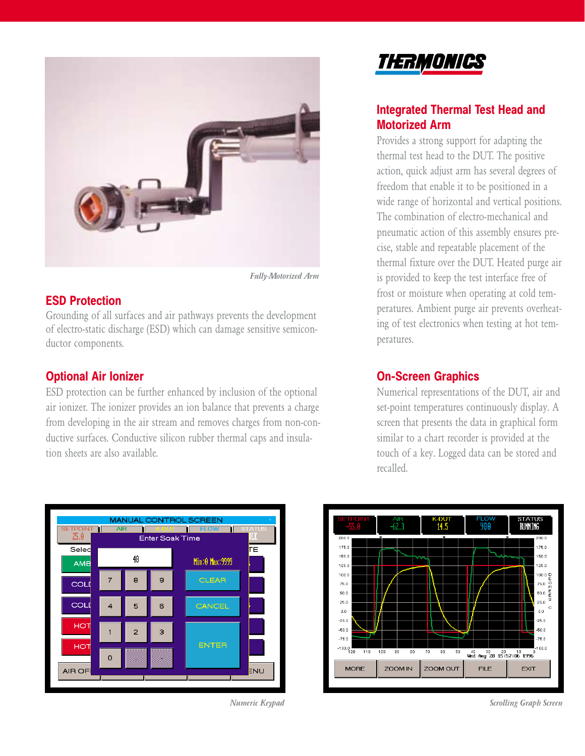*Fully-Motorized Arm*

## ESD Protection

Grounding of all surfaces and air pathways prevents the development of electro-static discharge (ESD) which can damage sensitive semiconductor components.

## Optional Air Ionizer

ESD protection can be further enhanced by inclusion of the optional air ionizer. The ionizer provides an ion balance that prevents a charge from developing in the air stream and removes charges from non-conductive surfaces. Conductive silicon rubber thermal caps and insulation sheets are also available.

THERMONICS

## Integrated Thermal Test Head and Motorized Arm

Provides a strong support for adapting the thermal test head to the DUT. The positive action, quick adjust arm has several degrees of freedom that enable it to be positioned in a wide range of horizontal and vertical positions. The combination of electro-mechanical and pneumatic action of this assembly ensures precise, stable and repeatable placement of the thermal fixture over the DUT. Heated purge air is provided to keep the test interface free of frost or moisture when operating at cold temperatures. Ambient purge air prevents overheating of test electronics when testing at hot temperatures.

## On-Screen Graphics

Numerical representations of the DUT, air and set-point temperatures continuously display. A screen that presents the data in graphical form similar to a chart recorder is provided at the touch of a key. Logged data can be stored and recalled.

*Numeric Keypad*

*Scrolling Graph Screen*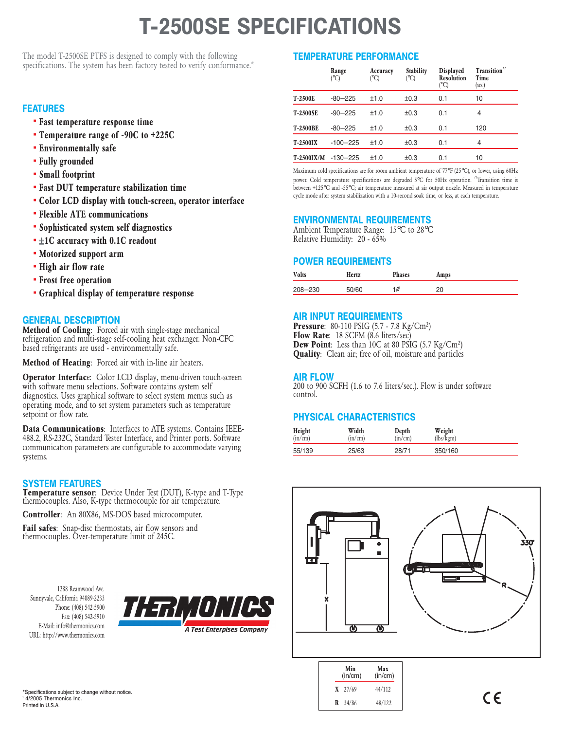# T-2500SE SPECIFICATIONS

The model T-2500SE PTFS is designed to comply with the following specifications. The system has been factory tested to verify conformance.*

## FEATURES

- Fast temperature response time
- Temperature range of -90C to +225C
- Environmentally safe
- Fully grounded
- Small footprint
- Fast DUT temperature stabilization time
- Color LCD display with touch-screen, operator interface
- Flexible ATE communications
- Sophisticated system self diagnostics
- ±1C accuracy with 0.1C readout
- Motorized support arm
- High air flow rate
- Frost free operation
- Graphical display of temperature response

## GENERAL DESCRIPTION

**Method of Cooling**: Forced air with single-stage mechanical refrigeration and multi-stage self-cooling heat exchanger. Non-CFC based refrigerants are used - environmentally safe.

**Method of Heating**: Forced air with in-line air heaters.

**Operator Interface**: Color LCD display, menu-driven touch-screen with software menu selections. Software contains system self diagnostics. Uses graphical software to select system menus such as operating mode, and to set system parameters such as temperature setpoint or flow rate.

**Data Communications**: Interfaces to ATE systems. Contains IEEE-488.2, RS-232C, Standard Tester Interface, and Printer ports. Software communication parameters are configurable to accommodate varying systems.

## SYSTEM FEATURES

**Temperature sensor**: Device Under Test (DUT), K-type and T-Type thermocouples. Also, K-type thermocouple for air temperature.

**Controller**: An 80X86, MS-DOS based microcomputer.

**Fail safes**: Snap-disc thermostats, air flow sensors and thermocouples. Over-temperature limit of 245C.

## TEMPERATURE PERFORMANCE

| | Range (°C) | Accuracy (°C) | Stability (°C) | Displayed Resolution (°C) | Transition'' Time (sec) |
|---|---|---|---|---|---|
| T-2500E | -80—225 | ±1.0 | ±0.3 | 0.1 | 10 |
| T-2500SE | -90—225 | ±1.0 | ±0.3 | 0.1 | 4 |
| T-2500BE | -80—225 | ±1.0 | ±0.3 | 0.1 | 120 |
| T-2500IX | -100—225 | ±1.0 | ±0.3 | 0.1 | 4 |
| T-2500IX/M | -130—225 | ±1.0 | ±0.3 | 0.1 | 10 |

Maximum cold specifications are for room ambient temperature of 77°F (25°C), or lower, using 60Hz power. Cold temperature specifications are degraded 5°C for 50Hz operation. ''Transition time is between +125°C and -55°C; air temperature measured at air output nozzle. Measured in temperature cycle mode after system stabilization with a 10-second soak time, or less, at each temperature.

## ENVIRONMENTAL REQUIREMENTS

Ambient Temperature Range: 15°C to 28°C
Relative Humidity: 20 - 65%

## POWER REQUIREMENTS

| Volts | Hertz | Phases | Amps |
|---|---|---|---|
| 208—230 | 50/60 | 1Ø | 20 |

## AIR INPUT REQUIREMENTS

**Pressure**: 80-110 PSIG (5.7 - 7.8 Kg/Cm²)
**Flow Rate**: 18 SCFM (8.6 liters/sec)
**Dew Point**: Less than 10C at 80 PSIG (5.7 Kg/Cm²)
**Quality**: Clean air; free of oil, moisture and particles

## AIR FLOW

200 to 900 SCFH (1.6 to 7.6 liters/sec.). Flow is under software control.

## PHYSICAL CHARACTERISTICS

| Height (in/cm) | Width (in/cm) | Depth (in/cm) | Weight (lbs/kgm) |
|---|---|---|---|
| 55/139 | 25/63 | 28/71 | 350/160 |

X

330°

R

| | Min (in/cm) | Max (in/cm) |
|---|---|---|
| X | 27/69 | 44/112 |
| R | 34/86 | 48/122 |

1288 Reamwood Ave.
Sunnyvale, California 94089-2233
Phone: (408) 542-5900
Fax: (408) 542-5910
E-Mail: info@thermonics.com
URL: http://www.thermonics.com

THERMONICS
A Test Enterprises Company

*Specifications subject to change without notice.
© 4/2005 Thermonics Inc.
Printed in U.S.A.

CE